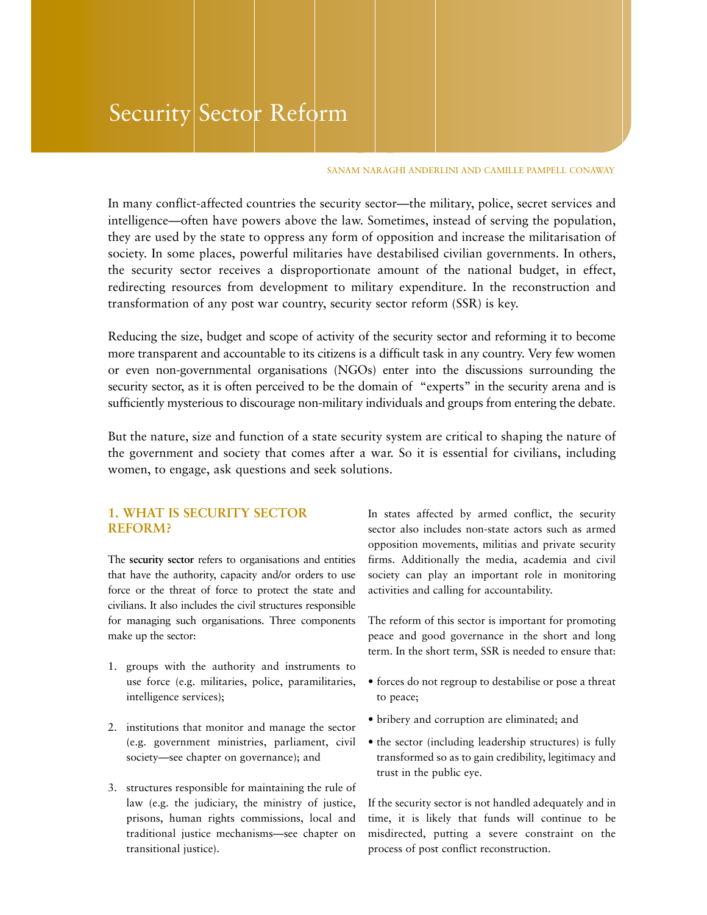# Security Sector Reform

SANAM NARAGHI ANDERLINI AND CAMILLE PAMPELL CONAWAY

In many conflict-affected countries the security sector—the military, police, secret services and intelligence—often have powers above the law. Sometimes, instead of serving the population, they are used by the state to oppress any form of opposition and increase the militarisation of society. In some places, powerful militaries have destabilised civilian governments. In others, the security sector receives a disproportionate amount of the national budget, in effect, redirecting resources from development to military expenditure. In the reconstruction and transformation of any post war country, security sector reform (SSR) is key.

Reducing the size, budget and scope of activity of the security sector and reforming it to become more transparent and accountable to its citizens is a difficult task in any country. Very few women or even non-governmental organisations (NGOs) enter into the discussions surrounding the security sector, as it is often perceived to be the domain of "experts" in the security arena and is sufficiently mysterious to discourage non-military individuals and groups from entering the debate.

But the nature, size and function of a state security system are critical to shaping the nature of the government and society that comes after a war. So it is essential for civilians, including women, to engage, ask questions and seek solutions.

## 1. WHAT IS SECURITY SECTOR REFORM?

The **security sector** refers to organisations and entities that have the authority, capacity and/or orders to use force or the threat of force to protect the state and civilians. It also includes the civil structures responsible for managing such organisations. Three components make up the sector:

1. groups with the authority and instruments to use force (e.g. militaries, police, paramilitaries, intelligence services);
2. institutions that monitor and manage the sector (e.g. government ministries, parliament, civil society—see chapter on governance); and
3. structures responsible for maintaining the rule of law (e.g. the judiciary, the ministry of justice, prisons, human rights commissions, local and traditional justice mechanisms—see chapter on transitional justice).

In states affected by armed conflict, the security sector also includes non-state actors such as armed opposition movements, militias and private security firms. Additionally the media, academia and civil society can play an important role in monitoring activities and calling for accountability.

The reform of this sector is important for promoting peace and good governance in the short and long term. In the short term, SSR is needed to ensure that:

- forces do not regroup to destabilise or pose a threat to peace;
- bribery and corruption are eliminated; and
- the sector (including leadership structures) is fully transformed so as to gain credibility, legitimacy and trust in the public eye.

If the security sector is not handled adequately and in time, it is likely that funds will continue to be misdirected, putting a severe constraint on the process of post conflict reconstruction.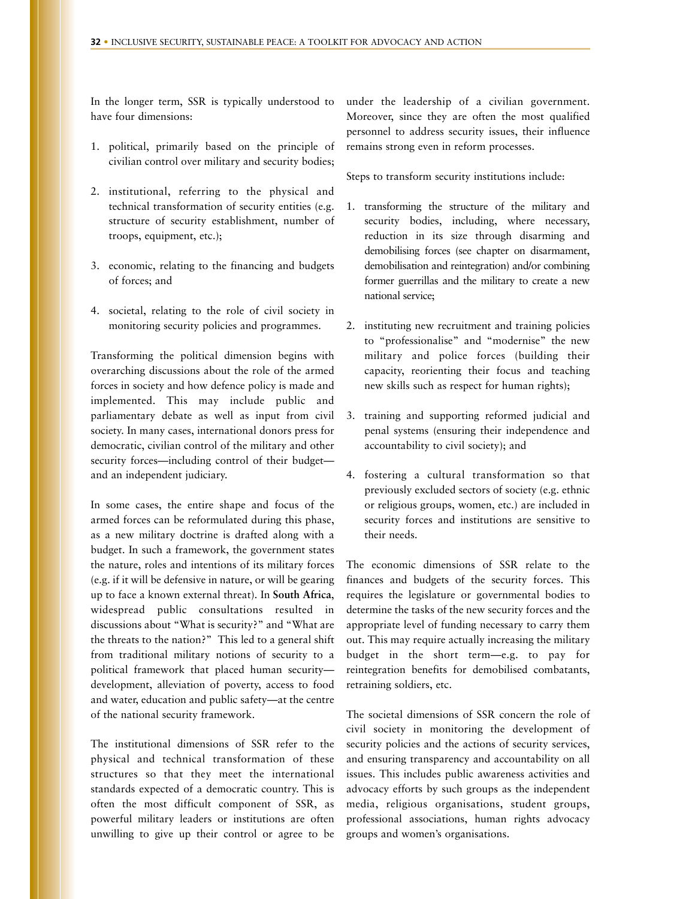In the longer term, SSR is typically understood to have four dimensions:

1. political, primarily based on the principle of civilian control over military and security bodies;

2. institutional, referring to the physical and technical transformation of security entities (e.g. structure of security establishment, number of troops, equipment, etc.);

3. economic, relating to the financing and budgets of forces; and

4. societal, relating to the role of civil society in monitoring security policies and programmes.

Transforming the political dimension begins with overarching discussions about the role of the armed forces in society and how defence policy is made and implemented. This may include public and parliamentary debate as well as input from civil society. In many cases, international donors press for democratic, civilian control of the military and other security forces—including control of their budget—and an independent judiciary.

In some cases, the entire shape and focus of the armed forces can be reformulated during this phase, as a new military doctrine is drafted along with a budget. In such a framework, the government states the nature, roles and intentions of its military forces (e.g. if it will be defensive in nature, or will be gearing up to face a known external threat). In **South Africa**, widespread public consultations resulted in discussions about "What is security?" and "What are the threats to the nation?" This led to a general shift from traditional military notions of security to a political framework that placed human security—development, alleviation of poverty, access to food and water, education and public safety—at the centre of the national security framework.

The institutional dimensions of SSR refer to the physical and technical transformation of these structures so that they meet the international standards expected of a democratic country. This is often the most difficult component of SSR, as powerful military leaders or institutions are often unwilling to give up their control or agree to be under the leadership of a civilian government. Moreover, since they are often the most qualified personnel to address security issues, their influence remains strong even in reform processes.

Steps to transform security institutions include:

1. transforming the structure of the military and security bodies, including, where necessary, reduction in its size through disarming and demobilising forces (see chapter on disarmament, demobilisation and reintegration) and/or combining former guerrillas and the military to create a new national service;

2. instituting new recruitment and training policies to "professionalise" and "modernise" the new military and police forces (building their capacity, reorienting their focus and teaching new skills such as respect for human rights);

3. training and supporting reformed judicial and penal systems (ensuring their independence and accountability to civil society); and

4. fostering a cultural transformation so that previously excluded sectors of society (e.g. ethnic or religious groups, women, etc.) are included in security forces and institutions are sensitive to their needs.

The economic dimensions of SSR relate to the finances and budgets of the security forces. This requires the legislature or governmental bodies to determine the tasks of the new security forces and the appropriate level of funding necessary to carry them out. This may require actually increasing the military budget in the short term—e.g. to pay for reintegration benefits for demobilised combatants, retraining soldiers, etc.

The societal dimensions of SSR concern the role of civil society in monitoring the development of security policies and the actions of security services, and ensuring transparency and accountability on all issues. This includes public awareness activities and advocacy efforts by such groups as the independent media, religious organisations, student groups, professional associations, human rights advocacy groups and women's organisations.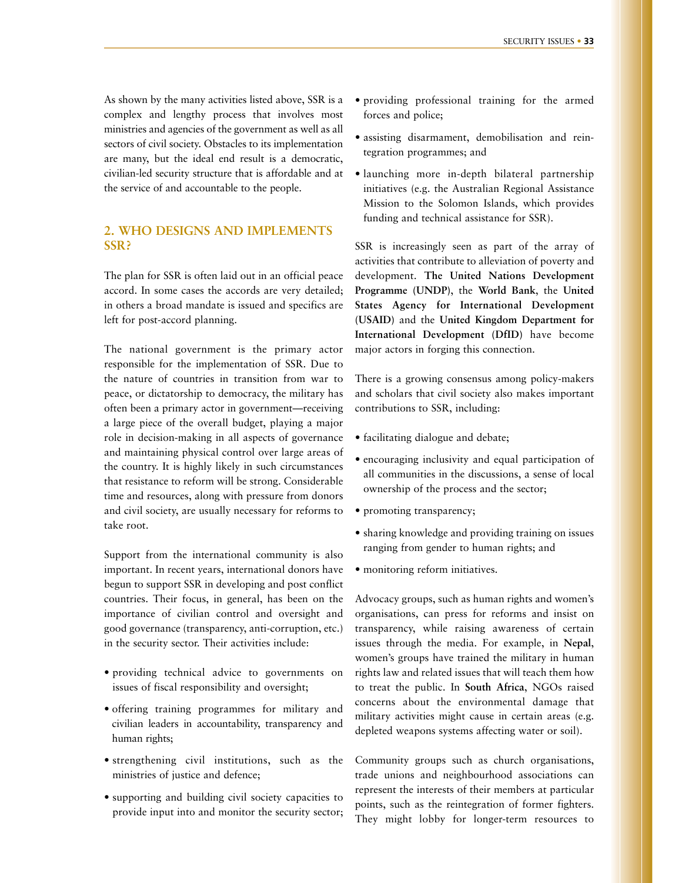As shown by the many activities listed above, SSR is a complex and lengthy process that involves most ministries and agencies of the government as well as all sectors of civil society. Obstacles to its implementation are many, but the ideal end result is a democratic, civilian-led security structure that is affordable and at the service of and accountable to the people.

## 2. WHO DESIGNS AND IMPLEMENTS SSR?

The plan for SSR is often laid out in an official peace accord. In some cases the accords are very detailed; in others a broad mandate is issued and specifics are left for post-accord planning.

The national government is the primary actor responsible for the implementation of SSR. Due to the nature of countries in transition from war to peace, or dictatorship to democracy, the military has often been a primary actor in government—receiving a large piece of the overall budget, playing a major role in decision-making in all aspects of governance and maintaining physical control over large areas of the country. It is highly likely in such circumstances that resistance to reform will be strong. Considerable time and resources, along with pressure from donors and civil society, are usually necessary for reforms to take root.

Support from the international community is also important. In recent years, international donors have begun to support SSR in developing and post conflict countries. Their focus, in general, has been on the importance of civilian control and oversight and good governance (transparency, anti-corruption, etc.) in the security sector. Their activities include:

- providing technical advice to governments on issues of fiscal responsibility and oversight;
- offering training programmes for military and civilian leaders in accountability, transparency and human rights;
- strengthening civil institutions, such as the ministries of justice and defence;
- supporting and building civil society capacities to provide input into and monitor the security sector;
- providing professional training for the armed forces and police;
- assisting disarmament, demobilisation and reintegration programmes; and
- launching more in-depth bilateral partnership initiatives (e.g. the Australian Regional Assistance Mission to the Solomon Islands, which provides funding and technical assistance for SSR).

SSR is increasingly seen as part of the array of activities that contribute to alleviation of poverty and development. **The United Nations Development Programme (UNDP)**, the **World Bank**, the **United States Agency for International Development (USAID)** and the **United Kingdom Department for International Development (DfID)** have become major actors in forging this connection.

There is a growing consensus among policy-makers and scholars that civil society also makes important contributions to SSR, including:

- facilitating dialogue and debate;
- encouraging inclusivity and equal participation of all communities in the discussions, a sense of local ownership of the process and the sector;
- promoting transparency;
- sharing knowledge and providing training on issues ranging from gender to human rights; and
- monitoring reform initiatives.

Advocacy groups, such as human rights and women's organisations, can press for reforms and insist on transparency, while raising awareness of certain issues through the media. For example, in **Nepal**, women's groups have trained the military in human rights law and related issues that will teach them how to treat the public. In **South Africa**, NGOs raised concerns about the environmental damage that military activities might cause in certain areas (e.g. depleted weapons systems affecting water or soil).

Community groups such as church organisations, trade unions and neighbourhood associations can represent the interests of their members at particular points, such as the reintegration of former fighters. They might lobby for longer-term resources to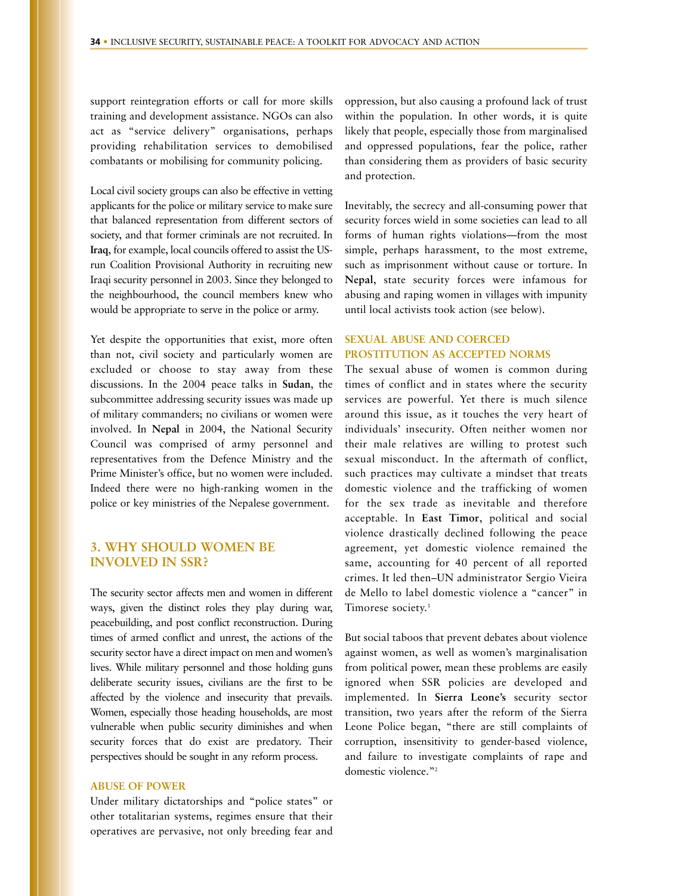support reintegration efforts or call for more skills training and development assistance. NGOs can also act as "service delivery" organisations, perhaps providing rehabilitation services to demobilised combatants or mobilising for community policing.

Local civil society groups can also be effective in vetting applicants for the police or military service to make sure that balanced representation from different sectors of society, and that former criminals are not recruited. In **Iraq**, for example, local councils offered to assist the US-run Coalition Provisional Authority in recruiting new Iraqi security personnel in 2003. Since they belonged to the neighbourhood, the council members knew who would be appropriate to serve in the police or army.

Yet despite the opportunities that exist, more often than not, civil society and particularly women are excluded or choose to stay away from these discussions. In the 2004 peace talks in **Sudan**, the subcommittee addressing security issues was made up of military commanders; no civilians or women were involved. In **Nepal** in 2004, the National Security Council was comprised of army personnel and representatives from the Defence Ministry and the Prime Minister's office, but no women were included. Indeed there were no high-ranking women in the police or key ministries of the Nepalese government.

## 3. WHY SHOULD WOMEN BE INVOLVED IN SSR?

The security sector affects men and women in different ways, given the distinct roles they play during war, peacebuilding, and post conflict reconstruction. During times of armed conflict and unrest, the actions of the security sector have a direct impact on men and women's lives. While military personnel and those holding guns deliberate security issues, civilians are the first to be affected by the violence and insecurity that prevails. Women, especially those heading households, are most vulnerable when public security diminishes and when security forces that do exist are predatory. Their perspectives should be sought in any reform process.

### ABUSE OF POWER

Under military dictatorships and "police states" or other totalitarian systems, regimes ensure that their operatives are pervasive, not only breeding fear and oppression, but also causing a profound lack of trust within the population. In other words, it is quite likely that people, especially those from marginalised and oppressed populations, fear the police, rather than considering them as providers of basic security and protection.

Inevitably, the secrecy and all-consuming power that security forces wield in some societies can lead to all forms of human rights violations—from the most simple, perhaps harassment, to the most extreme, such as imprisonment without cause or torture. In **Nepal**, state security forces were infamous for abusing and raping women in villages with impunity until local activists took action (see below).

### SEXUAL ABUSE AND COERCED PROSTITUTION AS ACCEPTED NORMS

The sexual abuse of women is common during times of conflict and in states where the security services are powerful. Yet there is much silence around this issue, as it touches the very heart of individuals' insecurity. Often neither women nor their male relatives are willing to protest such sexual misconduct. In the aftermath of conflict, such practices may cultivate a mindset that treats domestic violence and the trafficking of women for the sex trade as inevitable and therefore acceptable. In **East Timor**, political and social violence drastically declined following the peace agreement, yet domestic violence remained the same, accounting for 40 percent of all reported crimes. It led then–UN administrator Sergio Vieira de Mello to label domestic violence a "cancer" in Timorese society.[1]

But social taboos that prevent debates about violence against women, as well as women's marginalisation from political power, mean these problems are easily ignored when SSR policies are developed and implemented. In **Sierra Leone's** security sector transition, two years after the reform of the Sierra Leone Police began, "there are still complaints of corruption, insensitivity to gender-based violence, and failure to investigate complaints of rape and domestic violence."[2]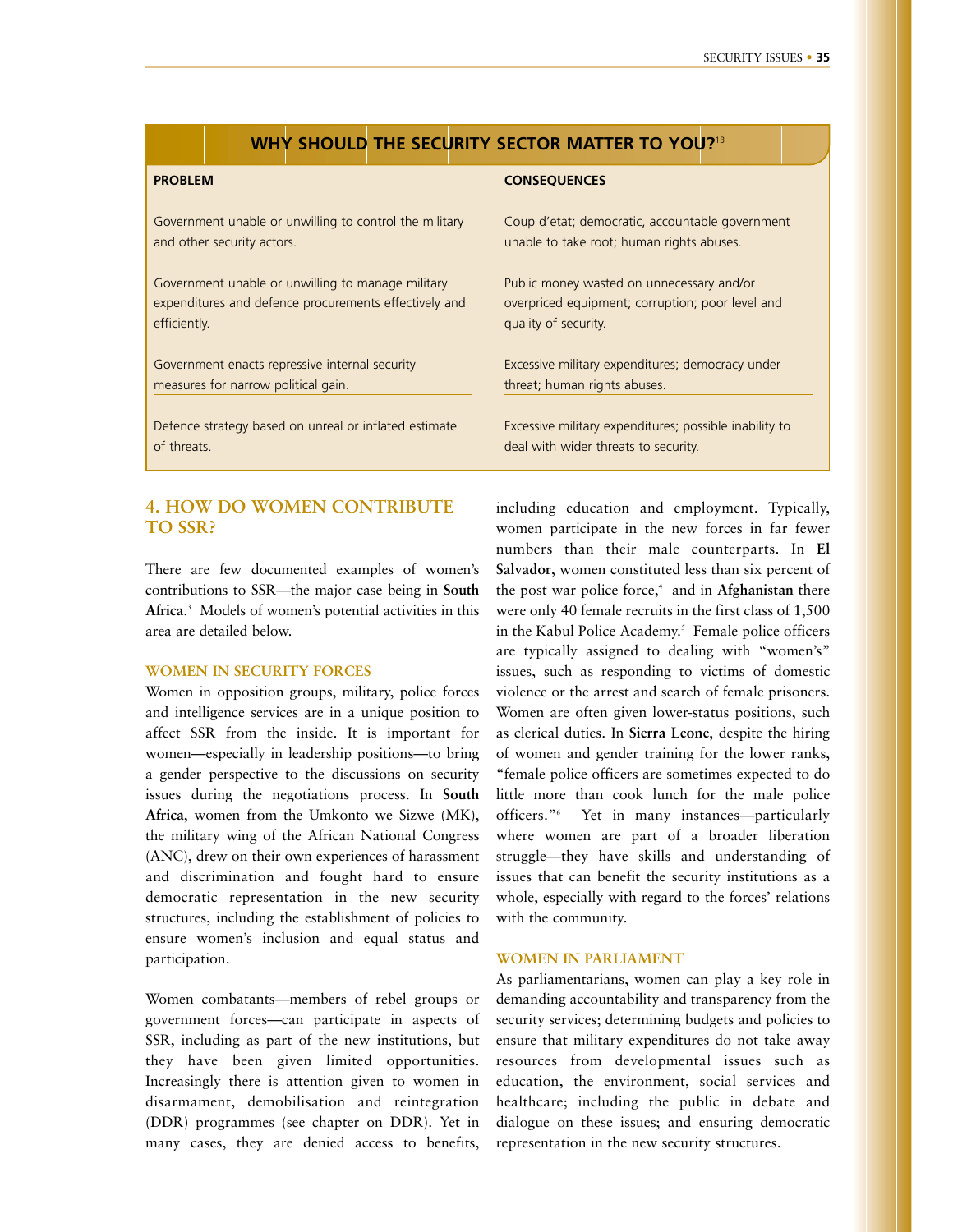## WHY SHOULD THE SECURITY SECTOR MATTER TO YOU?[13]

| PROBLEM | CONSEQUENCES |
|---|---|
| Government unable or unwilling to control the military and other security actors. | Coup d'etat; democratic, accountable government unable to take root; human rights abuses. |
| Government unable or unwilling to manage military expenditures and defence procurements effectively and efficiently. | Public money wasted on unnecessary and/or overpriced equipment; corruption; poor level and quality of security. |
| Government enacts repressive internal security measures for narrow political gain. | Excessive military expenditures; democracy under threat; human rights abuses. |
| Defence strategy based on unreal or inflated estimate of threats. | Excessive military expenditures; possible inability to deal with wider threats to security. |

## 4. HOW DO WOMEN CONTRIBUTE TO SSR?

There are few documented examples of women's contributions to SSR—the major case being in **South Africa**.[3] Models of women's potential activities in this area are detailed below.

### WOMEN IN SECURITY FORCES

Women in opposition groups, military, police forces and intelligence services are in a unique position to affect SSR from the inside. It is important for women—especially in leadership positions—to bring a gender perspective to the discussions on security issues during the negotiations process. In **South Africa**, women from the Umkonto we Sizwe (MK), the military wing of the African National Congress (ANC), drew on their own experiences of harassment and discrimination and fought hard to ensure democratic representation in the new security structures, including the establishment of policies to ensure women's inclusion and equal status and participation.

Women combatants—members of rebel groups or government forces—can participate in aspects of SSR, including as part of the new institutions, but they have been given limited opportunities. Increasingly there is attention given to women in disarmament, demobilisation and reintegration (DDR) programmes (see chapter on DDR). Yet in many cases, they are denied access to benefits, including education and employment. Typically, women participate in the new forces in far fewer numbers than their male counterparts. In **El Salvador**, women constituted less than six percent of the post war police force,[4] and in **Afghanistan** there were only 40 female recruits in the first class of 1,500 in the Kabul Police Academy.[5] Female police officers are typically assigned to dealing with "women's" issues, such as responding to victims of domestic violence or the arrest and search of female prisoners. Women are often given lower-status positions, such as clerical duties. In **Sierra Leone**, despite the hiring of women and gender training for the lower ranks, "female police officers are sometimes expected to do little more than cook lunch for the male police officers."[6] Yet in many instances—particularly where women are part of a broader liberation struggle—they have skills and understanding of issues that can benefit the security institutions as a whole, especially with regard to the forces' relations with the community.

### WOMEN IN PARLIAMENT

As parliamentarians, women can play a key role in demanding accountability and transparency from the security services; determining budgets and policies to ensure that military expenditures do not take away resources from developmental issues such as education, the environment, social services and healthcare; including the public in debate and dialogue on these issues; and ensuring democratic representation in the new security structures.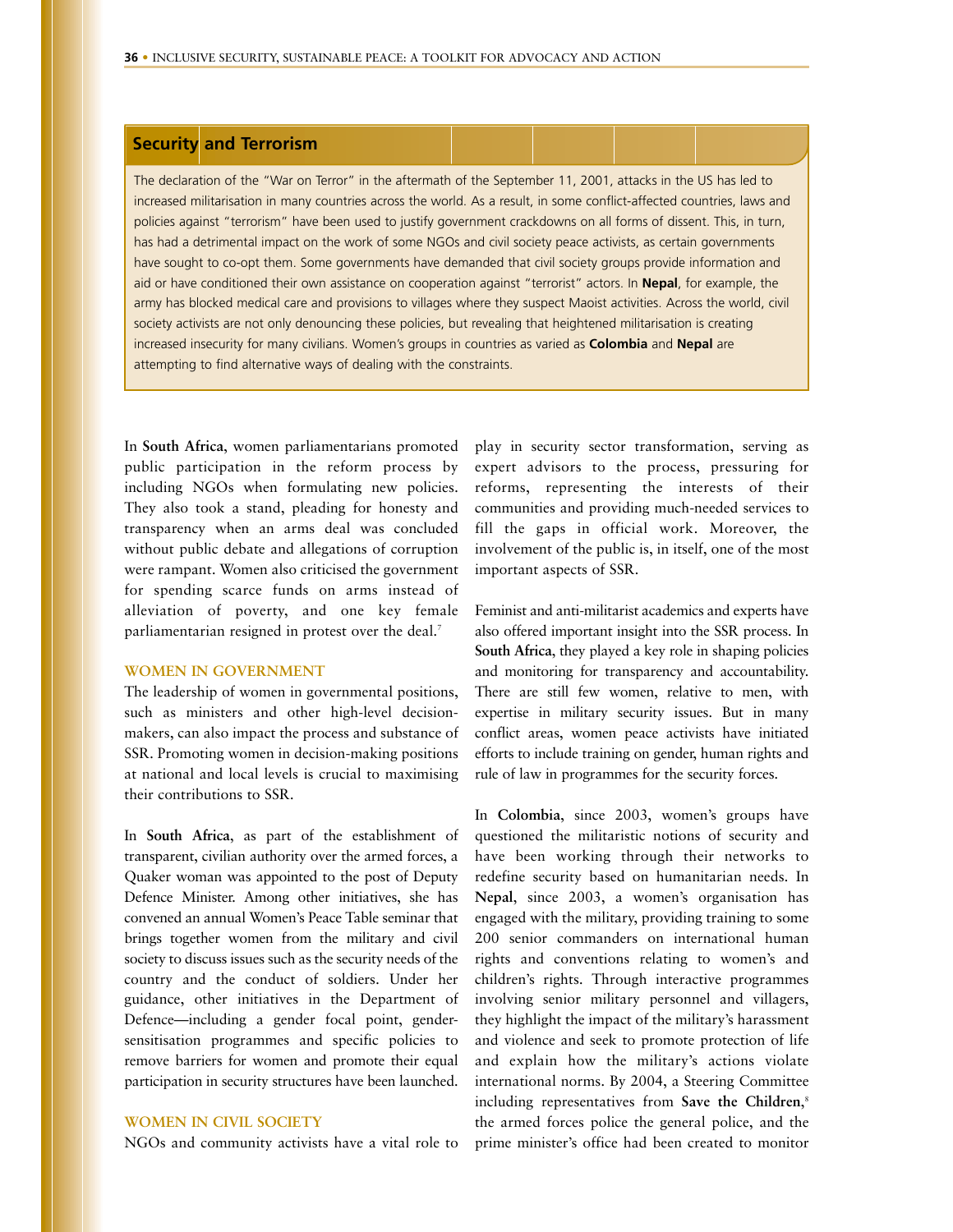## Security and Terrorism

The declaration of the "War on Terror" in the aftermath of the September 11, 2001, attacks in the US has led to increased militarisation in many countries across the world. As a result, in some conflict-affected countries, laws and policies against "terrorism" have been used to justify government crackdowns on all forms of dissent. This, in turn, has had a detrimental impact on the work of some NGOs and civil society peace activists, as certain governments have sought to co-opt them. Some governments have demanded that civil society groups provide information and aid or have conditioned their own assistance on cooperation against "terrorist" actors. In **Nepal**, for example, the army has blocked medical care and provisions to villages where they suspect Maoist activities. Across the world, civil society activists are not only denouncing these policies, but revealing that heightened militarisation is creating increased insecurity for many civilians. Women's groups in countries as varied as **Colombia** and **Nepal** are attempting to find alternative ways of dealing with the constraints.

In **South Africa**, women parliamentarians promoted public participation in the reform process by including NGOs when formulating new policies. They also took a stand, pleading for honesty and transparency when an arms deal was concluded without public debate and allegations of corruption were rampant. Women also criticised the government for spending scarce funds on arms instead of alleviation of poverty, and one key female parliamentarian resigned in protest over the deal.[7]

### WOMEN IN GOVERNMENT

The leadership of women in governmental positions, such as ministers and other high-level decision-makers, can also impact the process and substance of SSR. Promoting women in decision-making positions at national and local levels is crucial to maximising their contributions to SSR.

In **South Africa**, as part of the establishment of transparent, civilian authority over the armed forces, a Quaker woman was appointed to the post of Deputy Defence Minister. Among other initiatives, she has convened an annual Women's Peace Table seminar that brings together women from the military and civil society to discuss issues such as the security needs of the country and the conduct of soldiers. Under her guidance, other initiatives in the Department of Defence—including a gender focal point, gender-sensitisation programmes and specific policies to remove barriers for women and promote their equal participation in security structures have been launched.

### WOMEN IN CIVIL SOCIETY

NGOs and community activists have a vital role to play in security sector transformation, serving as expert advisors to the process, pressuring for reforms, representing the interests of their communities and providing much-needed services to fill the gaps in official work. Moreover, the involvement of the public is, in itself, one of the most important aspects of SSR.

Feminist and anti-militarist academics and experts have also offered important insight into the SSR process. In **South Africa**, they played a key role in shaping policies and monitoring for transparency and accountability. There are still few women, relative to men, with expertise in military security issues. But in many conflict areas, women peace activists have initiated efforts to include training on gender, human rights and rule of law in programmes for the security forces.

In **Colombia**, since 2003, women's groups have questioned the militaristic notions of security and have been working through their networks to redefine security based on humanitarian needs. In **Nepal**, since 2003, a women's organisation has engaged with the military, providing training to some 200 senior commanders on international human rights and conventions relating to women's and children's rights. Through interactive programmes involving senior military personnel and villagers, they highlight the impact of the military's harassment and violence and seek to promote protection of life and explain how the military's actions violate international norms. By 2004, a Steering Committee including representatives from **Save the Children**,[8] the armed forces police the general police, and the prime minister's office had been created to monitor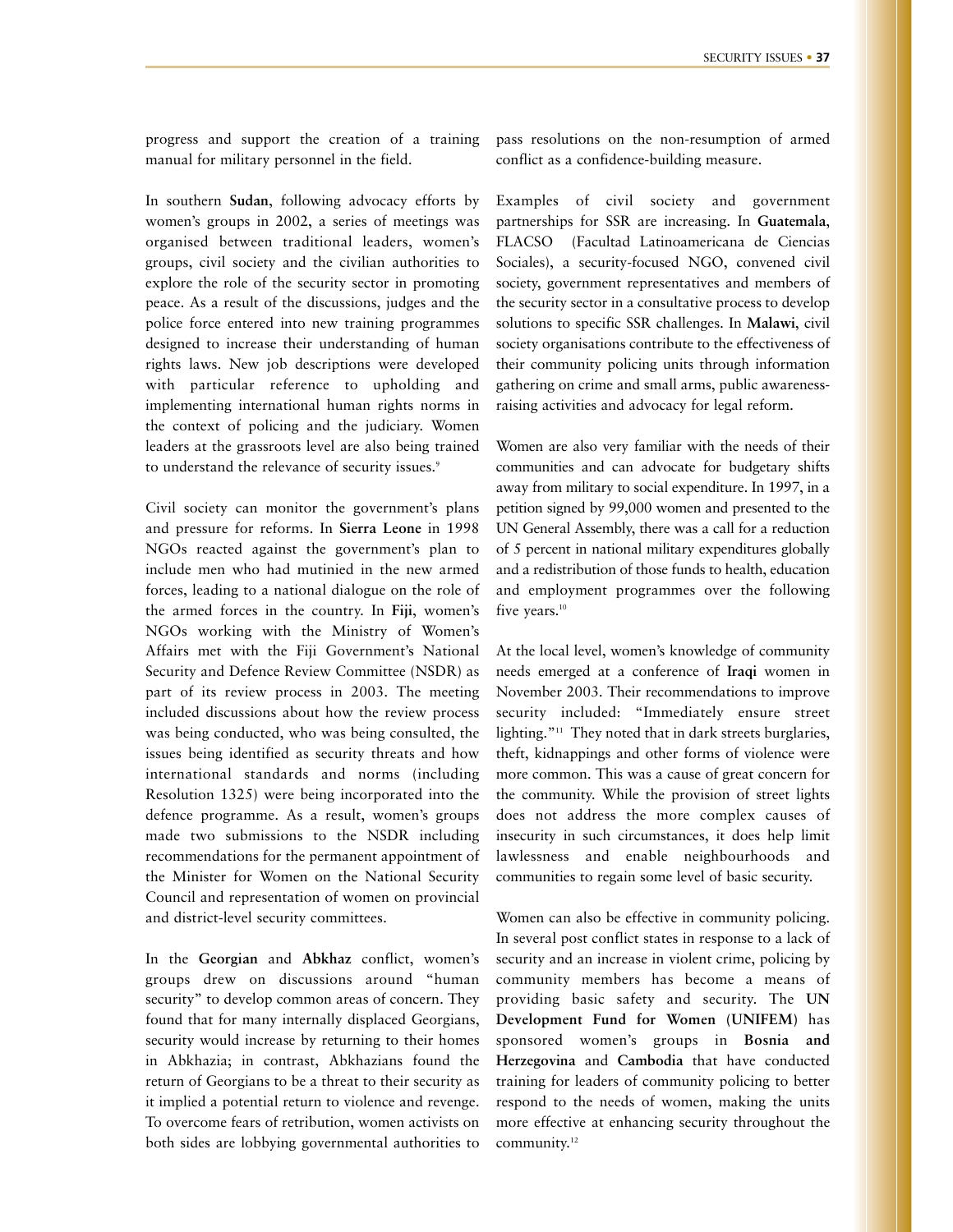progress and support the creation of a training manual for military personnel in the field.

In southern **Sudan**, following advocacy efforts by women's groups in 2002, a series of meetings was organised between traditional leaders, women's groups, civil society and the civilian authorities to explore the role of the security sector in promoting peace. As a result of the discussions, judges and the police force entered into new training programmes designed to increase their understanding of human rights laws. New job descriptions were developed with particular reference to upholding and implementing international human rights norms in the context of policing and the judiciary. Women leaders at the grassroots level are also being trained to understand the relevance of security issues.[9]

Civil society can monitor the government's plans and pressure for reforms. In **Sierra Leone** in 1998 NGOs reacted against the government's plan to include men who had mutinied in the new armed forces, leading to a national dialogue on the role of the armed forces in the country. In **Fiji**, women's NGOs working with the Ministry of Women's Affairs met with the Fiji Government's National Security and Defence Review Committee (NSDR) as part of its review process in 2003. The meeting included discussions about how the review process was being conducted, who was being consulted, the issues being identified as security threats and how international standards and norms (including Resolution 1325) were being incorporated into the defence programme. As a result, women's groups made two submissions to the NSDR including recommendations for the permanent appointment of the Minister for Women on the National Security Council and representation of women on provincial and district-level security committees.

In the **Georgian** and **Abkhaz** conflict, women's groups drew on discussions around "human security" to develop common areas of concern. They found that for many internally displaced Georgians, security would increase by returning to their homes in Abkhazia; in contrast, Abkhazians found the return of Georgians to be a threat to their security as it implied a potential return to violence and revenge. To overcome fears of retribution, women activists on both sides are lobbying governmental authorities to pass resolutions on the non-resumption of armed conflict as a confidence-building measure.

Examples of civil society and government partnerships for SSR are increasing. In **Guatemala**, FLACSO (Facultad Latinoamericana de Ciencias Sociales), a security-focused NGO, convened civil society, government representatives and members of the security sector in a consultative process to develop solutions to specific SSR challenges. In **Malawi**, civil society organisations contribute to the effectiveness of their community policing units through information gathering on crime and small arms, public awareness-raising activities and advocacy for legal reform.

Women are also very familiar with the needs of their communities and can advocate for budgetary shifts away from military to social expenditure. In 1997, in a petition signed by 99,000 women and presented to the UN General Assembly, there was a call for a reduction of 5 percent in national military expenditures globally and a redistribution of those funds to health, education and employment programmes over the following five years.[10]

At the local level, women's knowledge of community needs emerged at a conference of **Iraqi** women in November 2003. Their recommendations to improve security included: "Immediately ensure street lighting."[11] They noted that in dark streets burglaries, theft, kidnappings and other forms of violence were more common. This was a cause of great concern for the community. While the provision of street lights does not address the more complex causes of insecurity in such circumstances, it does help limit lawlessness and enable neighbourhoods and communities to regain some level of basic security.

Women can also be effective in community policing. In several post conflict states in response to a lack of security and an increase in violent crime, policing by community members has become a means of providing basic safety and security. The **UN Development Fund for Women (UNIFEM)** has sponsored women's groups in **Bosnia and Herzegovina** and **Cambodia** that have conducted training for leaders of community policing to better respond to the needs of women, making the units more effective at enhancing security throughout the community.[12]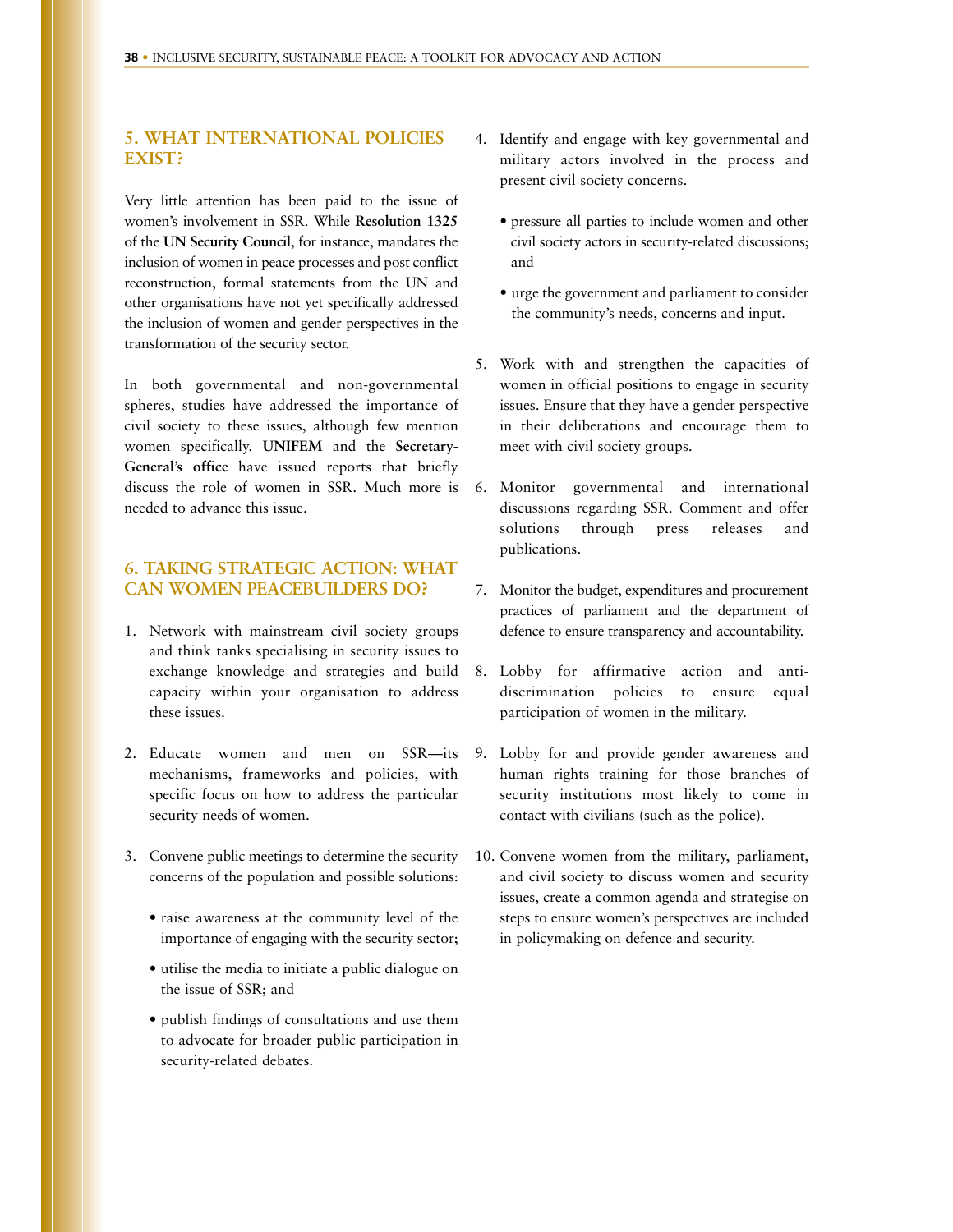## 5. WHAT INTERNATIONAL POLICIES EXIST?

Very little attention has been paid to the issue of women's involvement in SSR. While **Resolution 1325** of the **UN Security Council**, for instance, mandates the inclusion of women in peace processes and post conflict reconstruction, formal statements from the UN and other organisations have not yet specifically addressed the inclusion of women and gender perspectives in the transformation of the security sector.

In both governmental and non-governmental spheres, studies have addressed the importance of civil society to these issues, although few mention women specifically. **UNIFEM** and the **Secretary-General's office** have issued reports that briefly discuss the role of women in SSR. Much more is needed to advance this issue.

## 6. TAKING STRATEGIC ACTION: WHAT CAN WOMEN PEACEBUILDERS DO?

1. Network with mainstream civil society groups and think tanks specialising in security issues to exchange knowledge and strategies and build capacity within your organisation to address these issues.

2. Educate women and men on SSR—its mechanisms, frameworks and policies, with specific focus on how to address the particular security needs of women.

3. Convene public meetings to determine the security concerns of the population and possible solutions:

   - raise awareness at the community level of the importance of engaging with the security sector;
   - utilise the media to initiate a public dialogue on the issue of SSR; and
   - publish findings of consultations and use them to advocate for broader public participation in security-related debates.

4. Identify and engage with key governmental and military actors involved in the process and present civil society concerns.

   - pressure all parties to include women and other civil society actors in security-related discussions; and
   - urge the government and parliament to consider the community's needs, concerns and input.

5. Work with and strengthen the capacities of women in official positions to engage in security issues. Ensure that they have a gender perspective in their deliberations and encourage them to meet with civil society groups.

6. Monitor governmental and international discussions regarding SSR. Comment and offer solutions through press releases and publications.

7. Monitor the budget, expenditures and procurement practices of parliament and the department of defence to ensure transparency and accountability.

8. Lobby for affirmative action and anti-discrimination policies to ensure equal participation of women in the military.

9. Lobby for and provide gender awareness and human rights training for those branches of security institutions most likely to come in contact with civilians (such as the police).

10. Convene women from the military, parliament, and civil society to discuss women and security issues, create a common agenda and strategise on steps to ensure women's perspectives are included in policymaking on defence and security.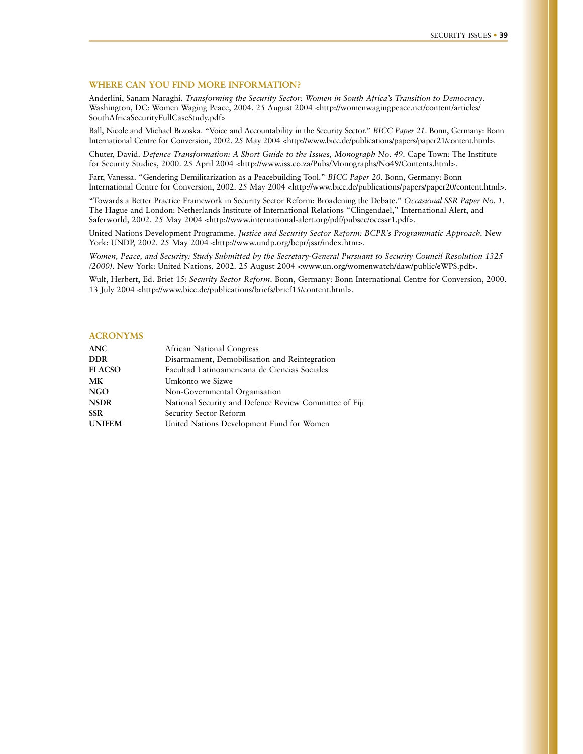## WHERE CAN YOU FIND MORE INFORMATION?

Anderlini, Sanam Naraghi. *Transforming the Security Sector: Women in South Africa's Transition to Democracy*. Washington, DC: Women Waging Peace, 2004. 25 August 2004 <http://womenwagingpeace.net/content/articles/SouthAfricaSecurityFullCaseStudy.pdf>

Ball, Nicole and Michael Brzoska. "Voice and Accountability in the Security Sector." *BICC Paper 21*. Bonn, Germany: Bonn International Centre for Conversion, 2002. 25 May 2004 <http://www.bicc.de/publications/papers/paper21/content.html>.

Chuter, David. *Defence Transformation: A Short Guide to the Issues, Monograph No. 49*. Cape Town: The Institute for Security Studies, 2000. 25 April 2004 <http://www.iss.co.za/Pubs/Monographs/No49/Contents.html>.

Farr, Vanessa. "Gendering Demilitarization as a Peacebuilding Tool." *BICC Paper 20*. Bonn, Germany: Bonn International Centre for Conversion, 2002. 25 May 2004 <http://www.bicc.de/publications/papers/paper20/content.html>.

"Towards a Better Practice Framework in Security Sector Reform: Broadening the Debate." *Occasional SSR Paper No. 1*. The Hague and London: Netherlands Institute of International Relations "Clingendael," International Alert, and Saferworld, 2002. 25 May 2004 <http://www.international-alert.org/pdf/pubsec/occssr1.pdf>.

United Nations Development Programme. *Justice and Security Sector Reform: BCPR's Programmatic Approach*. New York: UNDP, 2002. 25 May 2004 <http://www.undp.org/bcpr/jssr/index.htm>.

*Women, Peace, and Security: Study Submitted by the Secretary-General Pursuant to Security Council Resolution 1325 (2000)*. New York: United Nations, 2002. 25 August 2004 <www.un.org/womenwatch/daw/public/eWPS.pdf>.

Wulf, Herbert, Ed. Brief 15: *Security Sector Reform*. Bonn, Germany: Bonn International Centre for Conversion, 2000. 13 July 2004 <http://www.bicc.de/publications/briefs/brief15/content.html>.

## ACRONYMS

| | |
|---|---|
| **ANC** | African National Congress |
| **DDR** | Disarmament, Demobilisation and Reintegration |
| **FLACSO** | Facultad Latinoamericana de Ciencias Sociales |
| **MK** | Umkonto we Sizwe |
| **NGO** | Non-Governmental Organisation |
| **NSDR** | National Security and Defence Review Committee of Fiji |
| **SSR** | Security Sector Reform |
| **UNIFEM** | United Nations Development Fund for Women |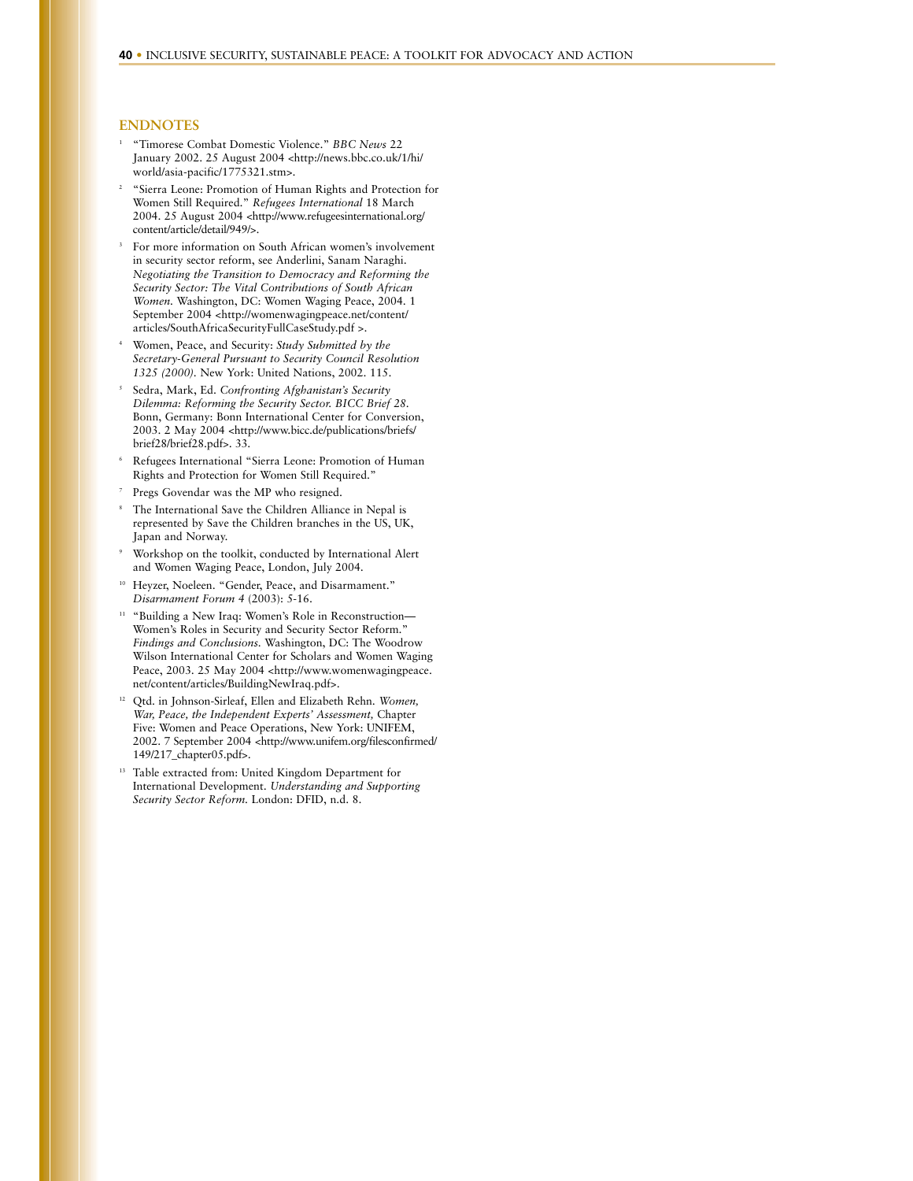## ENDNOTES

1. "Timorese Combat Domestic Violence." *BBC News* 22 January 2002. 25 August 2004 <http://news.bbc.co.uk/1/hi/world/asia-pacific/1775321.stm>.
2. "Sierra Leone: Promotion of Human Rights and Protection for Women Still Required." *Refugees International* 18 March 2004. 25 August 2004 <http://www.refugeesinternational.org/content/article/detail/949/>.
3. For more information on South African women's involvement in security sector reform, see Anderlini, Sanam Naraghi. *Negotiating the Transition to Democracy and Reforming the Security Sector: The Vital Contributions of South African Women.* Washington, DC: Women Waging Peace, 2004. 1 September 2004 <http://womenwagingpeace.net/content/articles/SouthAfricaSecurityFullCaseStudy.pdf >.
4. Women, Peace, and Security: *Study Submitted by the Secretary-General Pursuant to Security Council Resolution 1325 (2000).* New York: United Nations, 2002. 115.
5. Sedra, Mark, Ed. *Confronting Afghanistan's Security Dilemma: Reforming the Security Sector. BICC Brief 28.* Bonn, Germany: Bonn International Center for Conversion, 2003. 2 May 2004 <http://www.bicc.de/publications/briefs/brief28/brief28.pdf>. 33.
6. Refugees International "Sierra Leone: Promotion of Human Rights and Protection for Women Still Required."
7. Pregs Govendar was the MP who resigned.
8. The International Save the Children Alliance in Nepal is represented by Save the Children branches in the US, UK, Japan and Norway.
9. Workshop on the toolkit, conducted by International Alert and Women Waging Peace, London, July 2004.
10. Heyzer, Noeleen. "Gender, Peace, and Disarmament." *Disarmament Forum 4* (2003): 5-16.
11. "Building a New Iraq: Women's Role in Reconstruction—Women's Roles in Security and Security Sector Reform." *Findings and Conclusions.* Washington, DC: The Woodrow Wilson International Center for Scholars and Women Waging Peace, 2003. 25 May 2004 <http://www.womenwagingpeace.net/content/articles/BuildingNewIraq.pdf>.
12. Qtd. in Johnson-Sirleaf, Ellen and Elizabeth Rehn. *Women, War, Peace, the Independent Experts' Assessment,* Chapter Five: Women and Peace Operations, New York: UNIFEM, 2002. 7 September 2004 <http://www.unifem.org/filesconfirmed/149/217_chapter05.pdf>.
13. Table extracted from: United Kingdom Department for International Development. *Understanding and Supporting Security Sector Reform.* London: DFID, n.d. 8.